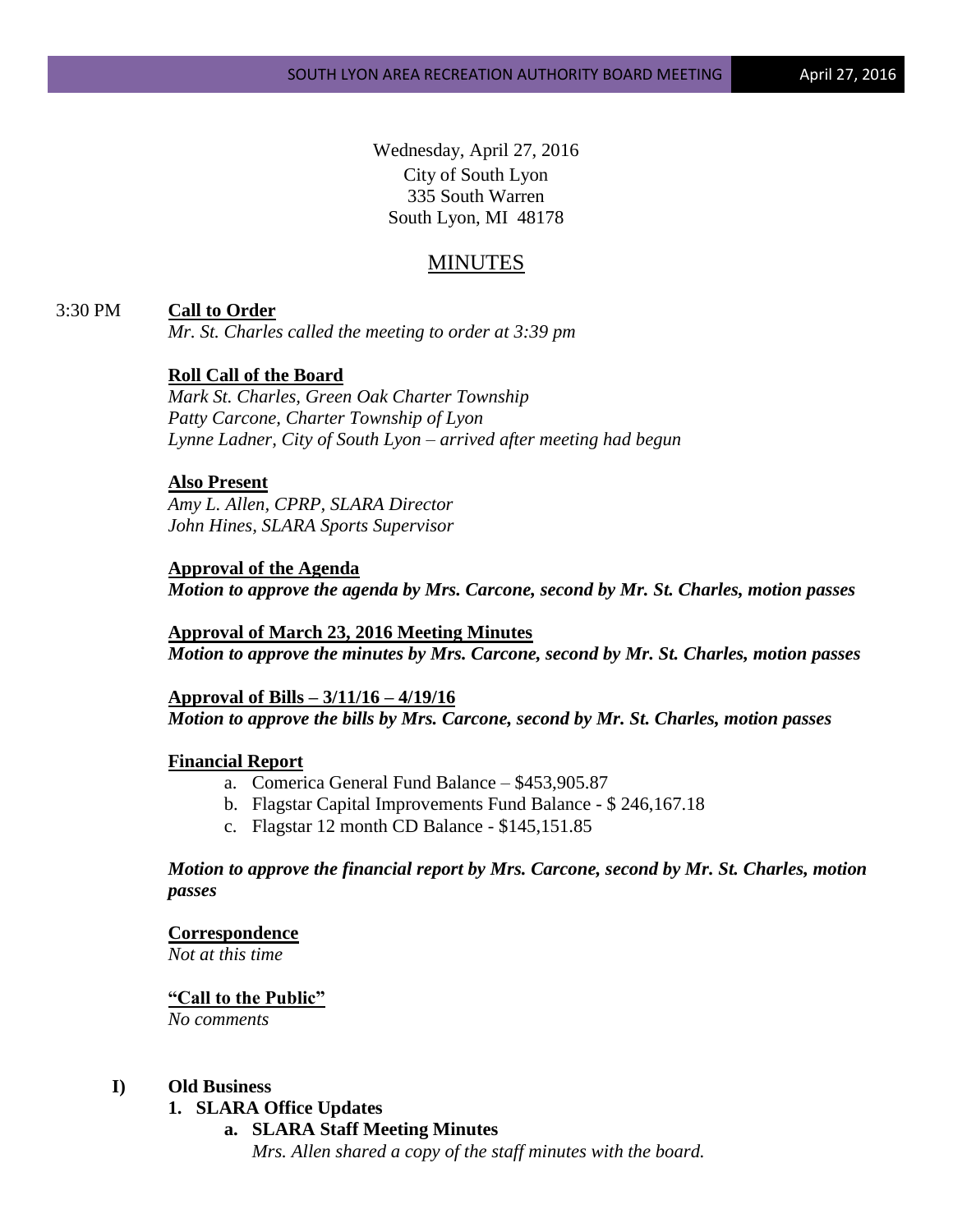Wednesday, April 27, 2016
City of South Lyon
335 South Warren
South Lyon, MI 48178

# MINUTES

3:30 PM **Call to Order**

*Mr. St. Charles called the meeting to order at 3:39 pm*

**Roll Call of the Board**

*Mark St. Charles, Green Oak Charter Township*
*Patty Carcone, Charter Township of Lyon*
*Lynne Ladner, City of South Lyon – arrived after meeting had begun*

**Also Present**

*Amy L. Allen, CPRP, SLARA Director*
*John Hines, SLARA Sports Supervisor*

**Approval of the Agenda**

***Motion to approve the agenda by Mrs. Carcone, second by Mr. St. Charles, motion passes***

**Approval of March 23, 2016 Meeting Minutes**

***Motion to approve the minutes by Mrs. Carcone, second by Mr. St. Charles, motion passes***

**Approval of Bills – 3/11/16 – 4/19/16**

***Motion to approve the bills by Mrs. Carcone, second by Mr. St. Charles, motion passes***

**Financial Report**

a. Comerica General Fund Balance – $453,905.87
b. Flagstar Capital Improvements Fund Balance - $ 246,167.18
c. Flagstar 12 month CD Balance - $145,151.85

***Motion to approve the financial report by Mrs. Carcone, second by Mr. St. Charles, motion passes***

**Correspondence**

*Not at this time*

**"Call to the Public"**

*No comments*

**I) Old Business**

**1. SLARA Office Updates**

**a. SLARA Staff Meeting Minutes**

*Mrs. Allen shared a copy of the staff minutes with the board.*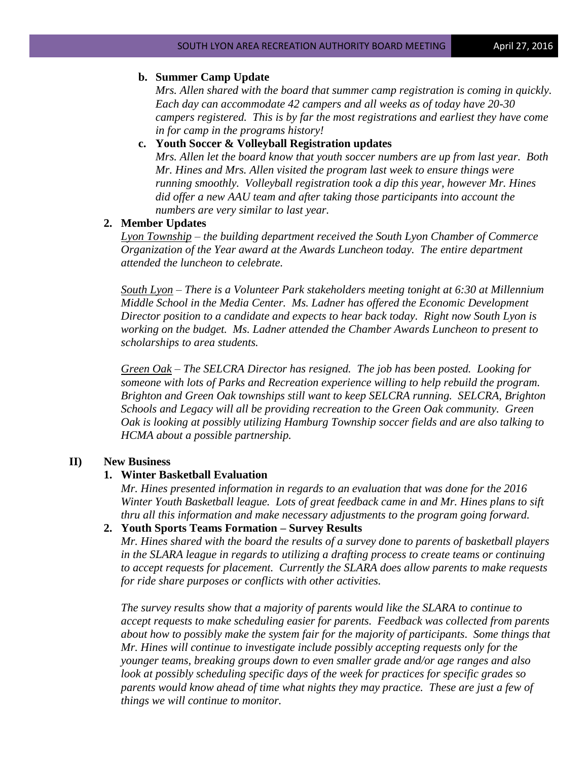**b. Summer Camp Update**

*Mrs. Allen shared with the board that summer camp registration is coming in quickly. Each day can accommodate 42 campers and all weeks as of today have 20-30 campers registered. This is by far the most registrations and earliest they have come in for camp in the programs history!*

**c. Youth Soccer & Volleyball Registration updates**

*Mrs. Allen let the board know that youth soccer numbers are up from last year. Both Mr. Hines and Mrs. Allen visited the program last week to ensure things were running smoothly. Volleyball registration took a dip this year, however Mr. Hines did offer a new AAU team and after taking those participants into account the numbers are very similar to last year.*

**2. Member Updates**

*Lyon Township – the building department received the South Lyon Chamber of Commerce Organization of the Year award at the Awards Luncheon today. The entire department attended the luncheon to celebrate.*

*South Lyon – There is a Volunteer Park stakeholders meeting tonight at 6:30 at Millennium Middle School in the Media Center. Ms. Ladner has offered the Economic Development Director position to a candidate and expects to hear back today. Right now South Lyon is working on the budget. Ms. Ladner attended the Chamber Awards Luncheon to present to scholarships to area students.*

*Green Oak – The SELCRA Director has resigned. The job has been posted. Looking for someone with lots of Parks and Recreation experience willing to help rebuild the program. Brighton and Green Oak townships still want to keep SELCRA running. SELCRA, Brighton Schools and Legacy will all be providing recreation to the Green Oak community. Green Oak is looking at possibly utilizing Hamburg Township soccer fields and are also talking to HCMA about a possible partnership.*

## II) New Business

**1. Winter Basketball Evaluation**

*Mr. Hines presented information in regards to an evaluation that was done for the 2016 Winter Youth Basketball league. Lots of great feedback came in and Mr. Hines plans to sift thru all this information and make necessary adjustments to the program going forward.*

**2. Youth Sports Teams Formation – Survey Results**

*Mr. Hines shared with the board the results of a survey done to parents of basketball players in the SLARA league in regards to utilizing a drafting process to create teams or continuing to accept requests for placement. Currently the SLARA does allow parents to make requests for ride share purposes or conflicts with other activities.*

*The survey results show that a majority of parents would like the SLARA to continue to accept requests to make scheduling easier for parents. Feedback was collected from parents about how to possibly make the system fair for the majority of participants. Some things that Mr. Hines will continue to investigate include possibly accepting requests only for the younger teams, breaking groups down to even smaller grade and/or age ranges and also look at possibly scheduling specific days of the week for practices for specific grades so parents would know ahead of time what nights they may practice. These are just a few of things we will continue to monitor.*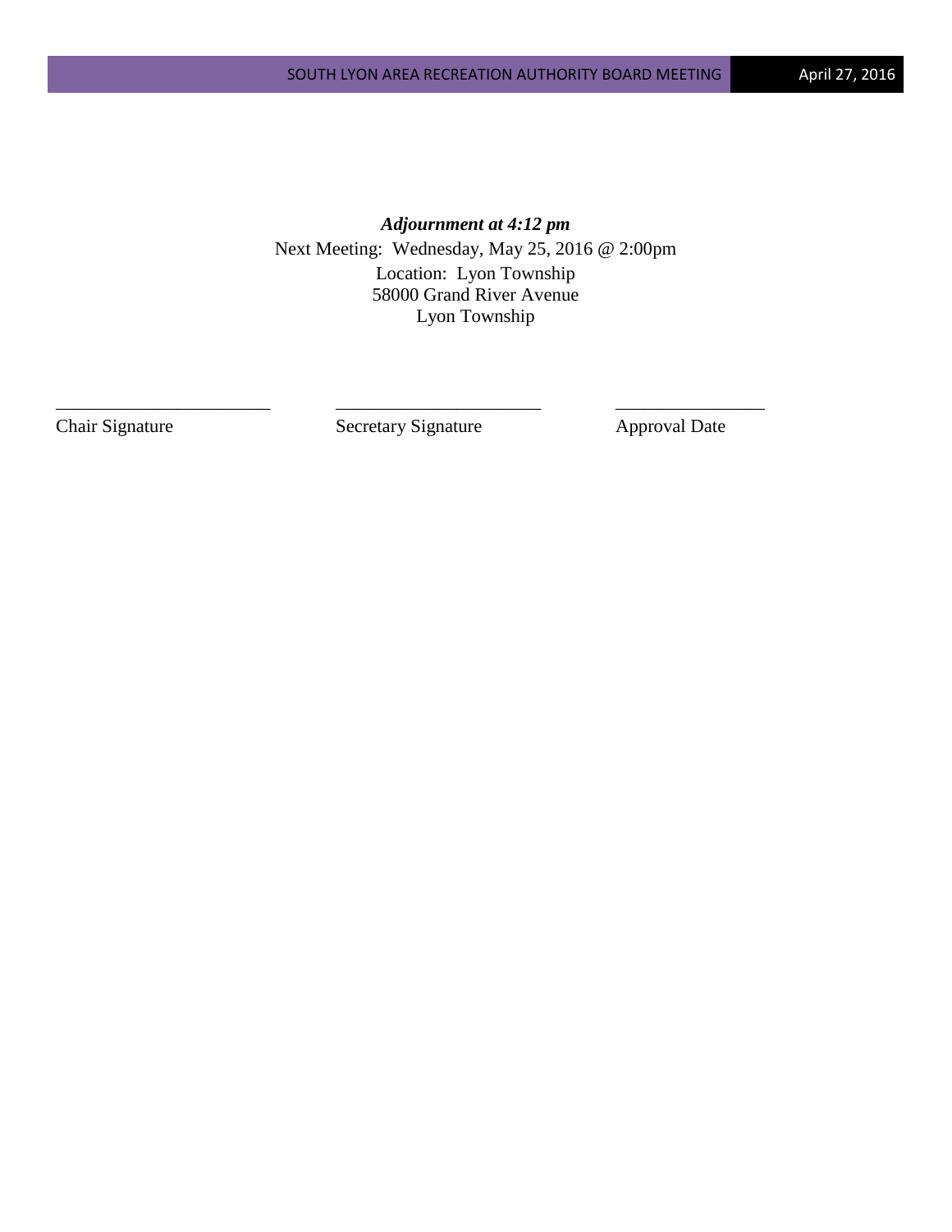***Adjournment at 4:12 pm***

Next Meeting: Wednesday, May 25, 2016 @ 2:00pm

Location: Lyon Township

58000 Grand River Avenue

Lyon Township

_______________________ _______________________ ________________

Chair Signature Secretary Signature Approval Date